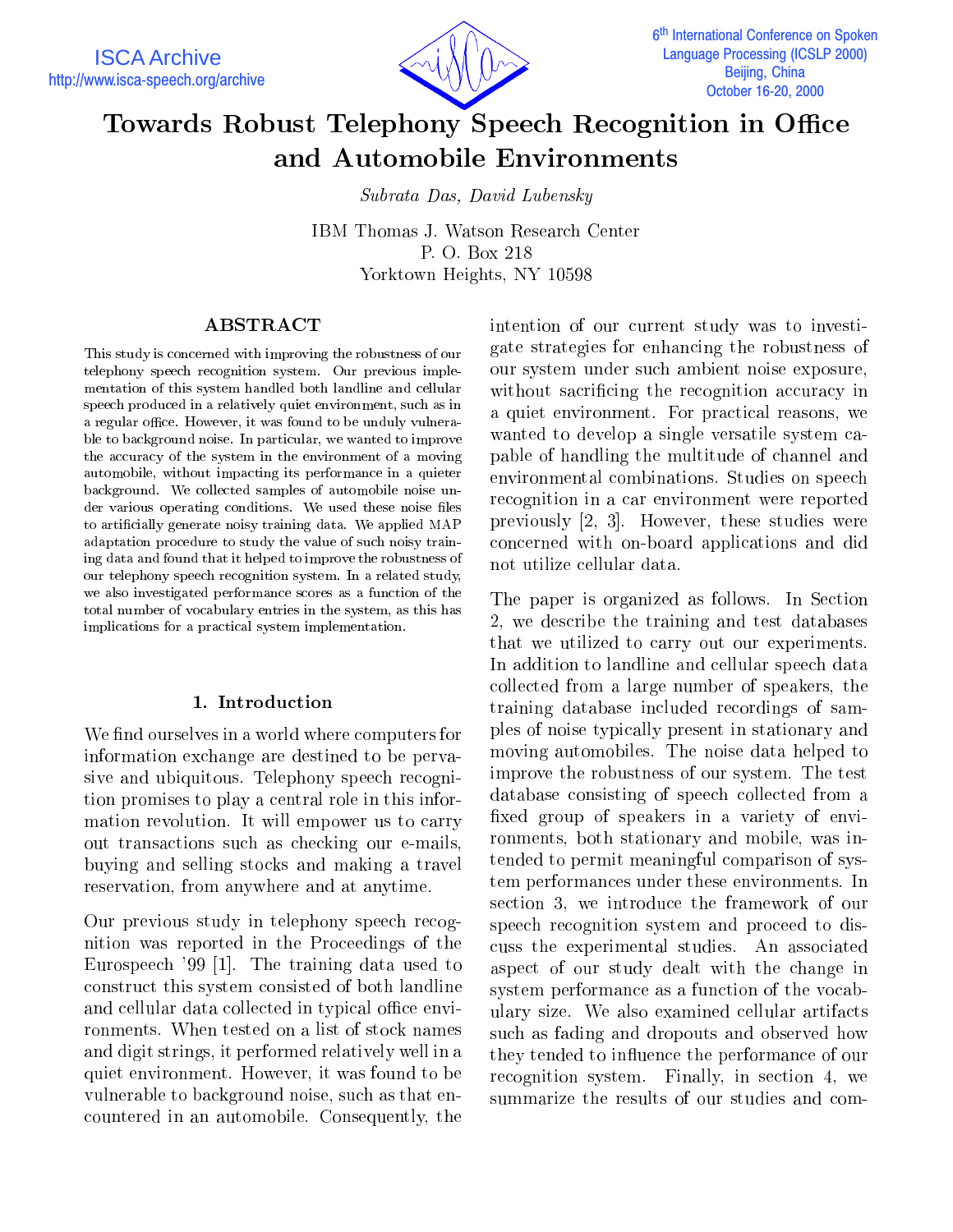# Towards Robust Telephony Speech Recognition in Office and Automobile Environments

*Subrata Das, David Lubensky*

IBM Thomas J. Watson Research Center
P. O. Box 218
Yorktown Heights, NY 10598

## ABSTRACT

This study is concerned with improving the robustness of our telephony speech recognition system. Our previous implementation of this system handled both landline and cellular speech produced in a relatively quiet environment, such as in a regular office. However, it was found to be unduly vulnerable to background noise. In particular, we wanted to improve the accuracy of the system in the environment of a moving automobile, without impacting its performance in a quieter background. We collected samples of automobile noise under various operating conditions. We used these noise files to artificially generate noisy training data. We applied MAP adaptation procedure to study the value of such noisy training data and found that it helped to improve the robustness of our telephony speech recognition system. In a related study, we also investigated performance scores as a function of the total number of vocabulary entries in the system, as this has implications for a practical system implementation.

## 1. Introduction

We find ourselves in a world where computers for information exchange are destined to be pervasive and ubiquitous. Telephony speech recognition promises to play a central role in this information revolution. It will empower us to carry out transactions such as checking our e-mails, buying and selling stocks and making a travel reservation, from anywhere and at anytime.

Our previous study in telephony speech recognition was reported in the Proceedings of the Eurospeech '99 [1]. The training data used to construct this system consisted of both landline and cellular data collected in typical office environments. When tested on a list of stock names and digit strings, it performed relatively well in a quiet environment. However, it was found to be vulnerable to background noise, such as that encountered in an automobile. Consequently, the intention of our current study was to investigate strategies for enhancing the robustness of our system under such ambient noise exposure, without sacrificing the recognition accuracy in a quiet environment. For practical reasons, we wanted to develop a single versatile system capable of handling the multitude of channel and environmental combinations. Studies on speech recognition in a car environment were reported previously [2, 3]. However, these studies were concerned with on-board applications and did not utilize cellular data.

The paper is organized as follows. In Section 2, we describe the training and test databases that we utilized to carry out our experiments. In addition to landline and cellular speech data collected from a large number of speakers, the training database included recordings of samples of noise typically present in stationary and moving automobiles. The noise data helped to improve the robustness of our system. The test database consisting of speech collected from a fixed group of speakers in a variety of environments, both stationary and mobile, was intended to permit meaningful comparison of system performances under these environments. In section 3, we introduce the framework of our speech recognition system and proceed to discuss the experimental studies. An associated aspect of our study dealt with the change in system performance as a function of the vocabulary size. We also examined cellular artifacts such as fading and dropouts and observed how they tended to influence the performance of our recognition system. Finally, in section 4, we summarize the results of our studies and com-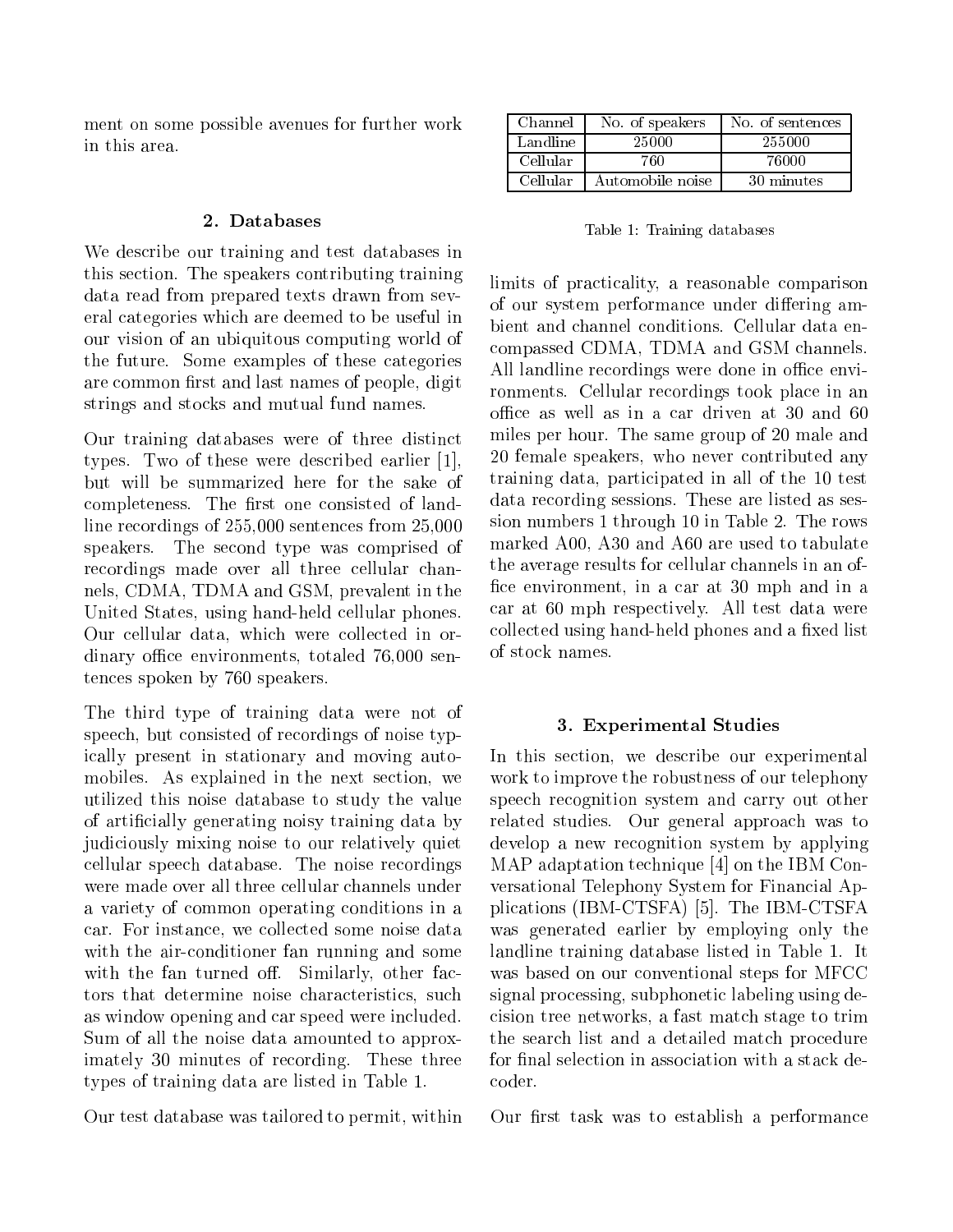ment on some possible avenues for further work in this area.

## 2. Databases

We describe our training and test databases in this section. The speakers contributing training data read from prepared texts drawn from several categories which are deemed to be useful in our vision of an ubiquitous computing world of the future. Some examples of these categories are common first and last names of people, digit strings and stocks and mutual fund names.

Our training databases were of three distinct types. Two of these were described earlier [1], but will be summarized here for the sake of completeness. The first one consisted of landline recordings of 255,000 sentences from 25,000 speakers. The second type was comprised of recordings made over all three cellular channels, CDMA, TDMA and GSM, prevalent in the United States, using hand-held cellular phones. Our cellular data, which were collected in ordinary office environments, totaled 76,000 sentences spoken by 760 speakers.

The third type of training data were not of speech, but consisted of recordings of noise typically present in stationary and moving automobiles. As explained in the next section, we utilized this noise database to study the value of artificially generating noisy training data by judiciously mixing noise to our relatively quiet cellular speech database. The noise recordings were made over all three cellular channels under a variety of common operating conditions in a car. For instance, we collected some noise data with the air-conditioner fan running and some with the fan turned off. Similarly, other factors that determine noise characteristics, such as window opening and car speed were included. Sum of all the noise data amounted to approximately 30 minutes of recording. These three types of training data are listed in Table 1.

Our test database was tailored to permit, within limits of practicality, a reasonable comparison of our system performance under differing ambient and channel conditions. Cellular data encompassed CDMA, TDMA and GSM channels. All landline recordings were done in office environments. Cellular recordings took place in an office as well as in a car driven at 30 and 60 miles per hour. The same group of 20 male and 20 female speakers, who never contributed any training data, participated in all of the 10 test data recording sessions. These are listed as session numbers 1 through 10 in Table 2. The rows marked A00, A30 and A60 are used to tabulate the average results for cellular channels in an office environment, in a car at 30 mph and in a car at 60 mph respectively. All test data were collected using hand-held phones and a fixed list of stock names.

| Channel | No. of speakers | No. of sentences |
|---|---|---|
| Landline | 25000 | 255000 |
| Cellular | 760 | 76000 |
| Cellular | Automobile noise | 30 minutes |

Table 1: Training databases

## 3. Experimental Studies

In this section, we describe our experimental work to improve the robustness of our telephony speech recognition system and carry out other related studies. Our general approach was to develop a new recognition system by applying MAP adaptation technique [4] on the IBM Conversational Telephony System for Financial Applications (IBM-CTSFA) [5]. The IBM-CTSFA was generated earlier by employing only the landline training database listed in Table 1. It was based on our conventional steps for MFCC signal processing, subphonetic labeling using decision tree networks, a fast match stage to trim the search list and a detailed match procedure for final selection in association with a stack decoder.

Our first task was to establish a performance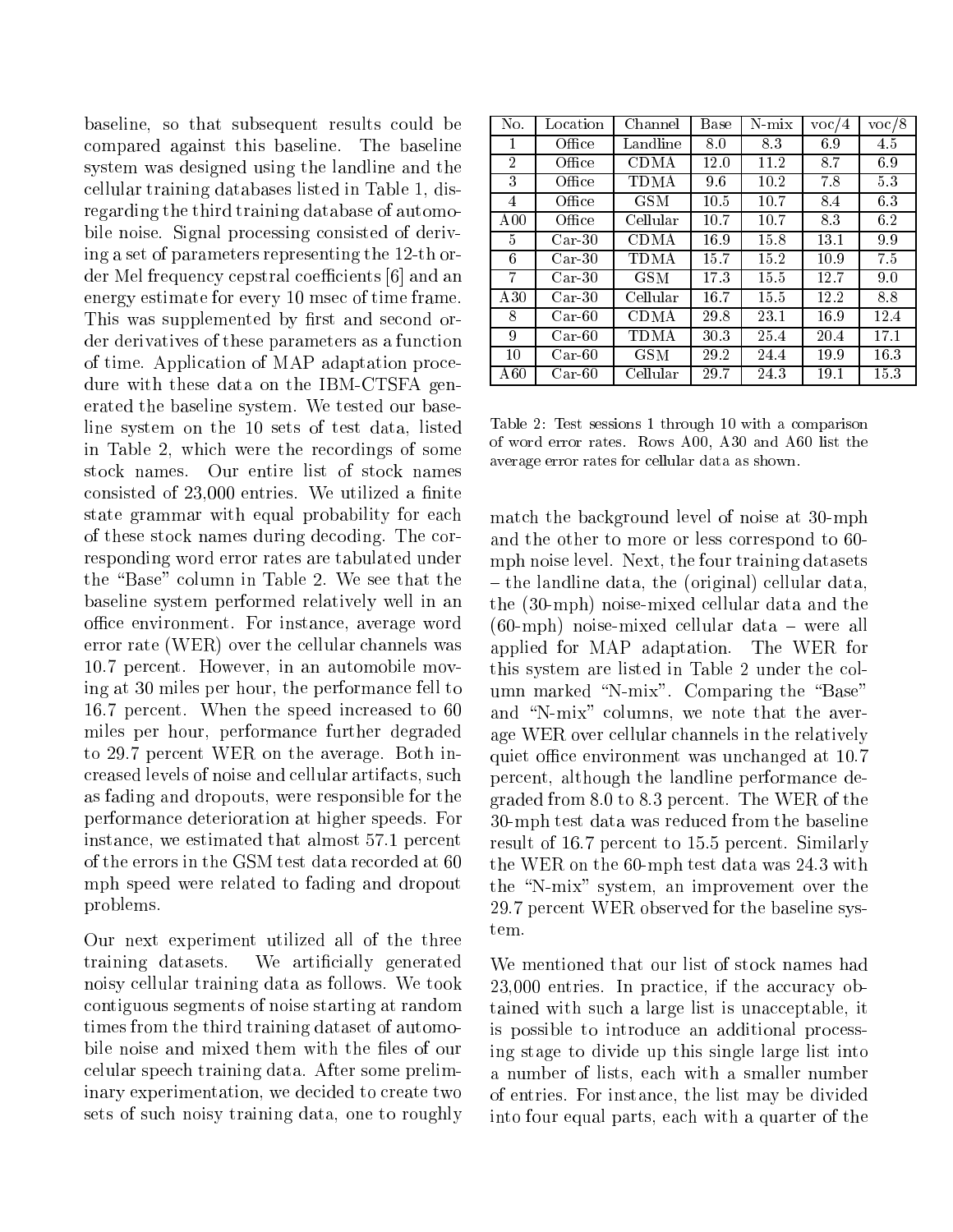baseline, so that subsequent results could be compared against this baseline. The baseline system was designed using the landline and the cellular training databases listed in Table 1, disregarding the third training database of automobile noise. Signal processing consisted of deriving a set of parameters representing the 12-th order Mel frequency cepstral coefficients [6] and an energy estimate for every 10 msec of time frame. This was supplemented by first and second order derivatives of these parameters as a function of time. Application of MAP adaptation procedure with these data on the IBM-CTSFA generated the baseline system. We tested our baseline system on the 10 sets of test data, listed in Table 2, which were the recordings of some stock names. Our entire list of stock names consisted of 23,000 entries. We utilized a finite state grammar with equal probability for each of these stock names during decoding. The corresponding word error rates are tabulated under the "Base" column in Table 2. We see that the baseline system performed relatively well in an office environment. For instance, average word error rate (WER) over the cellular channels was 10.7 percent. However, in an automobile moving at 30 miles per hour, the performance fell to 16.7 percent. When the speed increased to 60 miles per hour, performance further degraded to 29.7 percent WER on the average. Both increased levels of noise and cellular artifacts, such as fading and dropouts, were responsible for the performance deterioration at higher speeds. For instance, we estimated that almost 57.1 percent of the errors in the GSM test data recorded at 60 mph speed were related to fading and dropout problems.

Our next experiment utilized all of the three training datasets. We artificially generated noisy cellular training data as follows. We took contiguous segments of noise starting at random times from the third training dataset of automobile noise and mixed them with the files of our celular speech training data. After some preliminary experimentation, we decided to create two sets of such noisy training data, one to roughly match the background level of noise at 30-mph and the other to more or less correspond to 60-mph noise level. Next, the four training datasets – the landline data, the (original) cellular data, the (30-mph) noise-mixed cellular data and the (60-mph) noise-mixed cellular data – were all applied for MAP adaptation. The WER for this system are listed in Table 2 under the column marked "N-mix". Comparing the "Base" and "N-mix" columns, we note that the average WER over cellular channels in the relatively quiet office environment was unchanged at 10.7 percent, although the landline performance degraded from 8.0 to 8.3 percent. The WER of the 30-mph test data was reduced from the baseline result of 16.7 percent to 15.5 percent. Similarly the WER on the 60-mph test data was 24.3 with the "N-mix" system, an improvement over the 29.7 percent WER observed for the baseline system.

| No. | Location | Channel | Base | N-mix | voc/4 | voc/8 |
|---|---|---|---|---|---|---|
| 1 | Office | Landline | 8.0 | 8.3 | 6.9 | 4.5 |
| 2 | Office | CDMA | 12.0 | 11.2 | 8.7 | 6.9 |
| 3 | Office | TDMA | 9.6 | 10.2 | 7.8 | 5.3 |
| 4 | Office | GSM | 10.5 | 10.7 | 8.4 | 6.3 |
| A00 | Office | Cellular | 10.7 | 10.7 | 8.3 | 6.2 |
| 5 | Car-30 | CDMA | 16.9 | 15.8 | 13.1 | 9.9 |
| 6 | Car-30 | TDMA | 15.7 | 15.2 | 10.9 | 7.5 |
| 7 | Car-30 | GSM | 17.3 | 15.5 | 12.7 | 9.0 |
| A30 | Car-30 | Cellular | 16.7 | 15.5 | 12.2 | 8.8 |
| 8 | Car-60 | CDMA | 29.8 | 23.1 | 16.9 | 12.4 |
| 9 | Car-60 | TDMA | 30.3 | 25.4 | 20.4 | 17.1 |
| 10 | Car-60 | GSM | 29.2 | 24.4 | 19.9 | 16.3 |
| A60 | Car-60 | Cellular | 29.7 | 24.3 | 19.1 | 15.3 |

Table 2: Test sessions 1 through 10 with a comparison of word error rates. Rows A00, A30 and A60 list the average error rates for cellular data as shown.

We mentioned that our list of stock names had 23,000 entries. In practice, if the accuracy obtained with such a large list is unacceptable, it is possible to introduce an additional processing stage to divide up this single large list into a number of lists, each with a smaller number of entries. For instance, the list may be divided into four equal parts, each with a quarter of the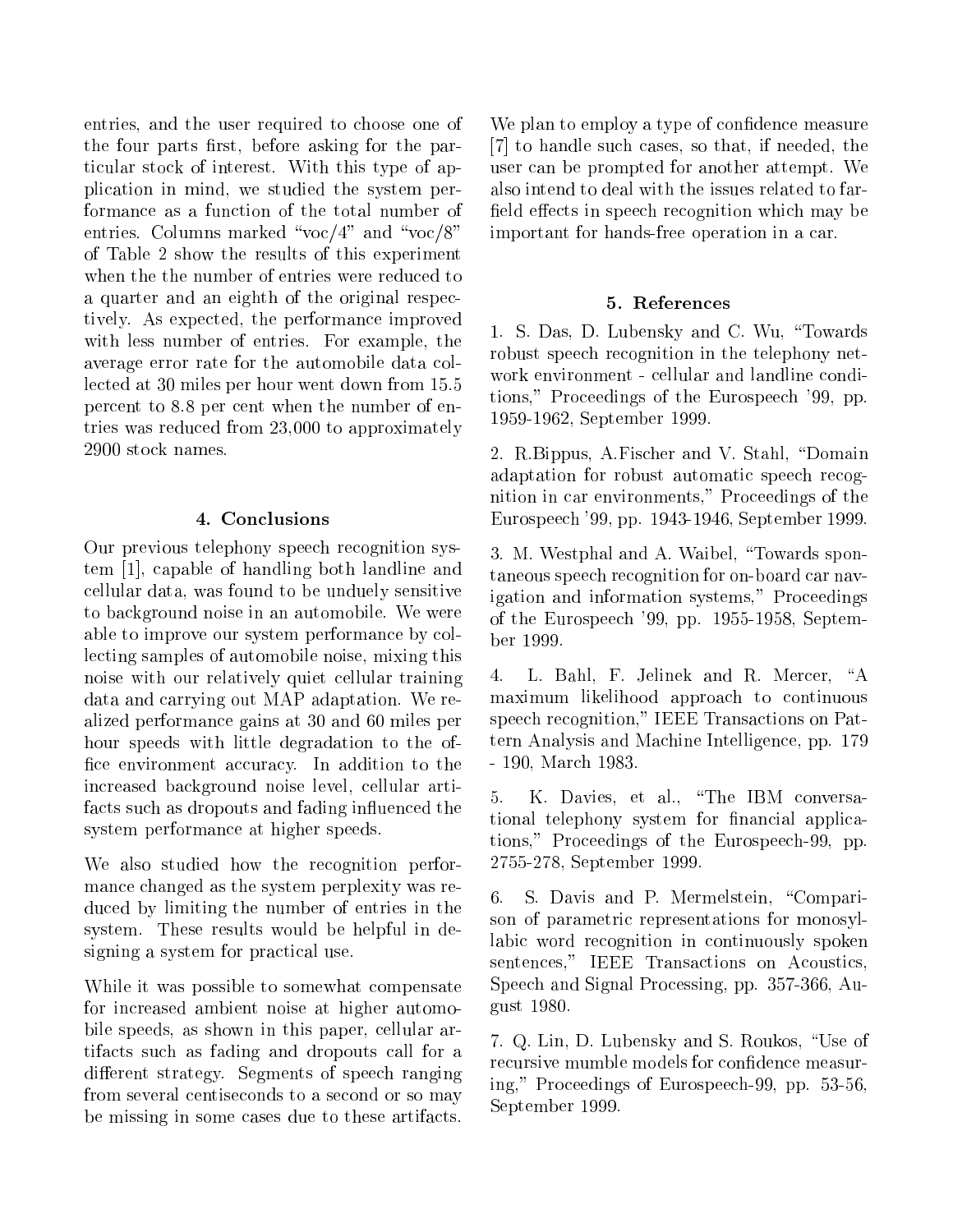entries, and the user required to choose one of the four parts first, before asking for the particular stock of interest. With this type of application in mind, we studied the system performance as a function of the total number of entries. Columns marked "voc/4" and "voc/8" of Table 2 show the results of this experiment when the the number of entries were reduced to a quarter and an eighth of the original respectively. As expected, the performance improved with less number of entries. For example, the average error rate for the automobile data collected at 30 miles per hour went down from 15.5 percent to 8.8 per cent when the number of entries was reduced from 23,000 to approximately 2900 stock names.

## 4. Conclusions

Our previous telephony speech recognition system [1], capable of handling both landline and cellular data, was found to be unduely sensitive to background noise in an automobile. We were able to improve our system performance by collecting samples of automobile noise, mixing this noise with our relatively quiet cellular training data and carrying out MAP adaptation. We realized performance gains at 30 and 60 miles per hour speeds with little degradation to the office environment accuracy. In addition to the increased background noise level, cellular artifacts such as dropouts and fading influenced the system performance at higher speeds.

We also studied how the recognition performance changed as the system perplexity was reduced by limiting the number of entries in the system. These results would be helpful in designing a system for practical use.

While it was possible to somewhat compensate for increased ambient noise at higher automobile speeds, as shown in this paper, cellular artifacts such as fading and dropouts call for a different strategy. Segments of speech ranging from several centiseconds to a second or so may be missing in some cases due to these artifacts. We plan to employ a type of confidence measure [7] to handle such cases, so that, if needed, the user can be prompted for another attempt. We also intend to deal with the issues related to far-field effects in speech recognition which may be important for hands-free operation in a car.

## 5. References

1. S. Das, D. Lubensky and C. Wu, "Towards robust speech recognition in the telephony network environment - cellular and landline conditions," Proceedings of the Eurospeech '99, pp. 1959-1962, September 1999.

2. R.Bippus, A.Fischer and V. Stahl, "Domain adaptation for robust automatic speech recognition in car environments," Proceedings of the Eurospeech '99, pp. 1943-1946, September 1999.

3. M. Westphal and A. Waibel, "Towards spontaneous speech recognition for on-board car navigation and information systems," Proceedings of the Eurospeech '99, pp. 1955-1958, September 1999.

4. L. Bahl, F. Jelinek and R. Mercer, "A maximum likelihood approach to continuous speech recognition," IEEE Transactions on Pattern Analysis and Machine Intelligence, pp. 179 - 190, March 1983.

5. K. Davies, et al., "The IBM conversational telephony system for financial applications," Proceedings of the Eurospeech-99, pp. 2755-278, September 1999.

6. S. Davis and P. Mermelstein, "Comparison of parametric representations for monosyllabic word recognition in continuously spoken sentences," IEEE Transactions on Acoustics, Speech and Signal Processing, pp. 357-366, August 1980.

7. Q. Lin, D. Lubensky and S. Roukos, "Use of recursive mumble models for confidence measuring," Proceedings of Eurospeech-99, pp. 53-56, September 1999.